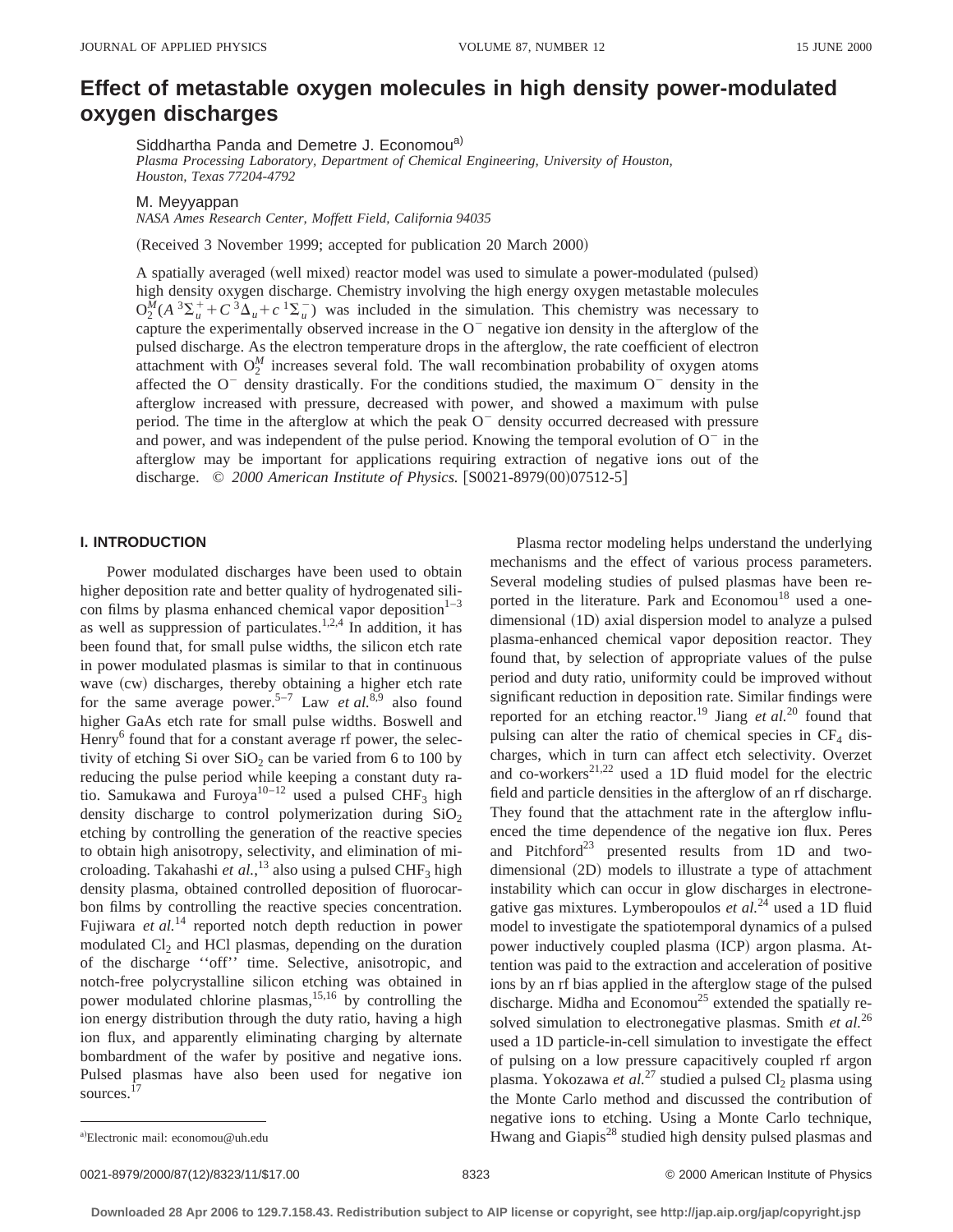# Effect of metastable oxygen molecules in high density power-modulated oxygen discharges

Siddhartha Panda and Demetre J. Economou[a)]
*Plasma Processing Laboratory, Department of Chemical Engineering, University of Houston, Houston, Texas 77204-4792*

M. Meyyappan
*NASA Ames Research Center, Moffett Field, California 94035*

(Received 3 November 1999; accepted for publication 20 March 2000)

A spatially averaged (well mixed) reactor model was used to simulate a power-modulated (pulsed) high density oxygen discharge. Chemistry involving the high energy oxygen metastable molecules $O_2^M(A\,^3\Sigma_u^+ + C\,^3\Delta_u + c\,^1\Sigma_u^-)$ was included in the simulation. This chemistry was necessary to capture the experimentally observed increase in the $O^-$ negative ion density in the afterglow of the pulsed discharge. As the electron temperature drops in the afterglow, the rate coefficient of electron attachment with $O_2^M$ increases several fold. The wall recombination probability of oxygen atoms affected the $O^-$ density drastically. For the conditions studied, the maximum $O^-$ density in the afterglow increased with pressure, decreased with power, and showed a maximum with pulse period. The time in the afterglow at which the peak $O^-$ density occurred decreased with pressure and power, and was independent of the pulse period. Knowing the temporal evolution of $O^-$ in the afterglow may be important for applications requiring extraction of negative ions out of the discharge. © *2000 American Institute of Physics.* [S0021-8979(00)07512-5]

## I. INTRODUCTION

Power modulated discharges have been used to obtain higher deposition rate and better quality of hydrogenated silicon films by plasma enhanced chemical vapor deposition[1–3] as well as suppression of particulates.[1,2,4] In addition, it has been found that, for small pulse widths, the silicon etch rate in power modulated plasmas is similar to that in continuous wave (cw) discharges, thereby obtaining a higher etch rate for the same average power.[5–7] Law *et al.*[8,9] also found higher GaAs etch rate for small pulse widths. Boswell and Henry[6] found that for a constant average rf power, the selectivity of etching Si over $SiO_2$ can be varied from 6 to 100 by reducing the pulse period while keeping a constant duty ratio. Samukawa and Furoya[10–12] used a pulsed $CHF_3$ high density discharge to control polymerization during $SiO_2$ etching by controlling the generation of the reactive species to obtain high anisotropy, selectivity, and elimination of microloading. Takahashi *et al.*,[13] also using a pulsed $CHF_3$ high density plasma, obtained controlled deposition of fluorocarbon films by controlling the reactive species concentration. Fujiwara *et al.*[14] reported notch depth reduction in power modulated $Cl_2$ and HCl plasmas, depending on the duration of the discharge ''off'' time. Selective, anisotropic, and notch-free polycrystalline silicon etching was obtained in power modulated chlorine plasmas,[15,16] by controlling the ion energy distribution through the duty ratio, having a high ion flux, and apparently eliminating charging by alternate bombardment of the wafer by positive and negative ions. Pulsed plasmas have also been used for negative ion sources.[17]

Plasma rector modeling helps understand the underlying mechanisms and the effect of various process parameters. Several modeling studies of pulsed plasmas have been reported in the literature. Park and Economou[18] used a one-dimensional (1D) axial dispersion model to analyze a pulsed plasma-enhanced chemical vapor deposition reactor. They found that, by selection of appropriate values of the pulse period and duty ratio, uniformity could be improved without significant reduction in deposition rate. Similar findings were reported for an etching reactor.[19] Jiang *et al.*[20] found that pulsing can alter the ratio of chemical species in $CF_4$ discharges, which in turn can affect etch selectivity. Overzet and co-workers[21,22] used a 1D fluid model for the electric field and particle densities in the afterglow of an rf discharge. They found that the attachment rate in the afterglow influenced the time dependence of the negative ion flux. Peres and Pitchford[23] presented results from 1D and two-dimensional (2D) models to illustrate a type of attachment instability which can occur in glow discharges in electronegative gas mixtures. Lymberopoulos *et al.*[24] used a 1D fluid model to investigate the spatiotemporal dynamics of a pulsed power inductively coupled plasma (ICP) argon plasma. Attention was paid to the extraction and acceleration of positive ions by an rf bias applied in the afterglow stage of the pulsed discharge. Midha and Economou[25] extended the spatially resolved simulation to electronegative plasmas. Smith *et al.*[26] used a 1D particle-in-cell simulation to investigate the effect of pulsing on a low pressure capacitively coupled rf argon plasma. Yokozawa *et al.*[27] studied a pulsed $Cl_2$ plasma using the Monte Carlo method and discussed the contribution of negative ions to etching. Using a Monte Carlo technique, Hwang and Giapis[28] studied high density pulsed plasmas and

[a)]Electronic mail: economou@uh.edu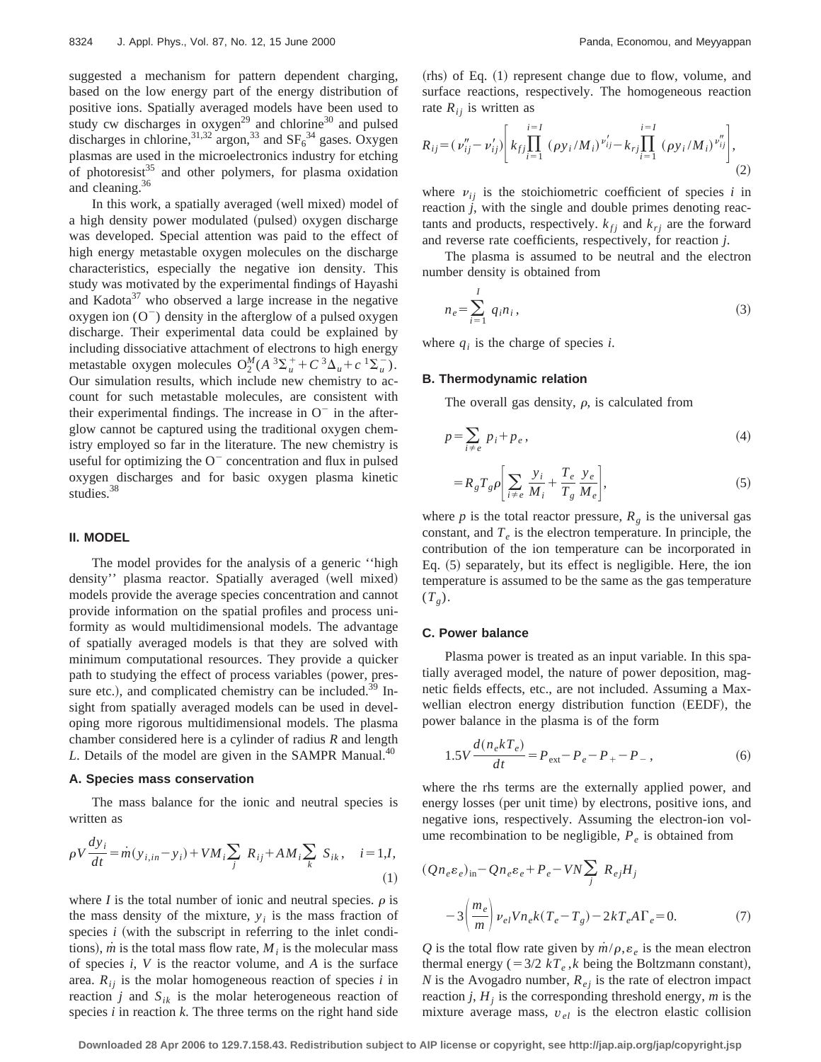suggested a mechanism for pattern dependent charging, based on the low energy part of the energy distribution of positive ions. Spatially averaged models have been used to study cw discharges in oxygen[29] and chlorine[30] and pulsed discharges in chlorine,[31,32] argon,[33] and $SF_6$[34] gases. Oxygen plasmas are used in the microelectronics industry for etching of photoresist[35] and other polymers, for plasma oxidation and cleaning.[36]

In this work, a spatially averaged (well mixed) model of a high density power modulated (pulsed) oxygen discharge was developed. Special attention was paid to the effect of high energy metastable oxygen molecules on the discharge characteristics, especially the negative ion density. This study was motivated by the experimental findings of Hayashi and Kadota[37] who observed a large increase in the negative oxygen ion ($O^-$) density in the afterglow of a pulsed oxygen discharge. Their experimental data could be explained by including dissociative attachment of electrons to high energy metastable oxygen molecules $O_2^M(A\,^3\Sigma_u^+ + C\,^3\Delta_u + c\,^1\Sigma_u^-)$. Our simulation results, which include new chemistry to account for such metastable molecules, are consistent with their experimental findings. The increase in $O^-$ in the afterglow cannot be captured using the traditional oxygen chemistry employed so far in the literature. The new chemistry is useful for optimizing the $O^-$ concentration and flux in pulsed oxygen discharges and for basic oxygen plasma kinetic studies.[38]

## II. MODEL

The model provides for the analysis of a generic ''high density'' plasma reactor. Spatially averaged (well mixed) models provide the average species concentration and cannot provide information on the spatial profiles and process uniformity as would multidimensional models. The advantage of spatially averaged models is that they are solved with minimum computational resources. They provide a quicker path to studying the effect of process variables (power, pressure etc.), and complicated chemistry can be included.[39] Insight from spatially averaged models can be used in developing more rigorous multidimensional models. The plasma chamber considered here is a cylinder of radius $R$ and length $L$. Details of the model are given in the SAMPR Manual.[40]

### A. Species mass conservation

The mass balance for the ionic and neutral species is written as

$$\rho V \frac{dy_i}{dt} = \dot{m}(y_{i,in} - y_i) + V M_i \sum_j R_{ij} + A M_i \sum_k S_{ik}, \quad i = 1, I, \tag{1}$$

where $I$ is the total number of ionic and neutral species. $\rho$ is the mass density of the mixture, $y_i$ is the mass fraction of species $i$ (with the subscript in referring to the inlet conditions), $\dot{m}$ is the total mass flow rate, $M_i$ is the molecular mass of species $i$, $V$ is the reactor volume, and $A$ is the surface area. $R_{ij}$ is the molar homogeneous reaction of species $i$ in reaction $j$ and $S_{ik}$ is the molar heterogeneous reaction of species $i$ in reaction $k$. The three terms on the right hand side (rhs) of Eq. (1) represent change due to flow, volume, and surface reactions, respectively. The homogeneous reaction rate $R_{ij}$ is written as

$$R_{ij} = (\nu''_{ij} - \nu'_{ij}) \left[ k_{fj} \prod_{i=1}^{i=I} (\rho y_i / M_i)^{\nu'_{ij}} - k_{rj} \prod_{i=1}^{i=I} (\rho y_i / M_i)^{\nu''_{ij}} \right], \tag{2}$$

where $\nu_{ij}$ is the stoichiometric coefficient of species $i$ in reaction $j$, with the single and double primes denoting reactants and products, respectively. $k_{fj}$ and $k_{rj}$ are the forward and reverse rate coefficients, respectively, for reaction $j$.

The plasma is assumed to be neutral and the electron number density is obtained from

$$n_e = \sum_{i=1}^{I} q_i n_i, \tag{3}$$

where $q_i$ is the charge of species $i$.

### B. Thermodynamic relation

The overall gas density, $\rho$, is calculated from

$$p = \sum_{i \neq e} p_i + p_e, \tag{4}$$

$$= R_g T_g \rho \left[ \sum_{i \neq e} \frac{y_i}{M_i} + \frac{T_e}{T_g} \frac{y_e}{M_e} \right], \tag{5}$$

where $p$ is the total reactor pressure, $R_g$ is the universal gas constant, and $T_e$ is the electron temperature. In principle, the contribution of the ion temperature can be incorporated in Eq. (5) separately, but its effect is negligible. Here, the ion temperature is assumed to be the same as the gas temperature ($T_g$).

### C. Power balance

Plasma power is treated as an input variable. In this spatially averaged model, the nature of power deposition, magnetic fields effects, etc., are not included. Assuming a Maxwellian electron energy distribution function (EEDF), the power balance in the plasma is of the form

$$1.5 V \frac{d(n_e k T_e)}{dt} = P_{\text{ext}} - P_e - P_+ - P_-, \tag{6}$$

where the rhs terms are the externally applied power, and energy losses (per unit time) by electrons, positive ions, and negative ions, respectively. Assuming the electron-ion volume recombination to be negligible, $P_e$ is obtained from

$$(Q n_e \varepsilon_e)_{\text{in}} - Q n_e \varepsilon_e + P_e - V N \sum_j R_{ej} H_j - 3\left(\frac{m_e}{m}\right) \nu_{el} V n_e k (T_e - T_g) - 2 k T_e A \Gamma_e = 0. \tag{7}$$

$Q$ is the total flow rate given by $\dot{m}/\rho$, $\varepsilon_e$ is the mean electron thermal energy ($= 3/2\, kT_e$, $k$ being the Boltzmann constant), $N$ is the Avogadro number, $R_{ej}$ is the rate of electron impact reaction $j$, $H_j$ is the corresponding threshold energy, $m$ is the mixture average mass, $\upsilon_{el}$ is the electron elastic collision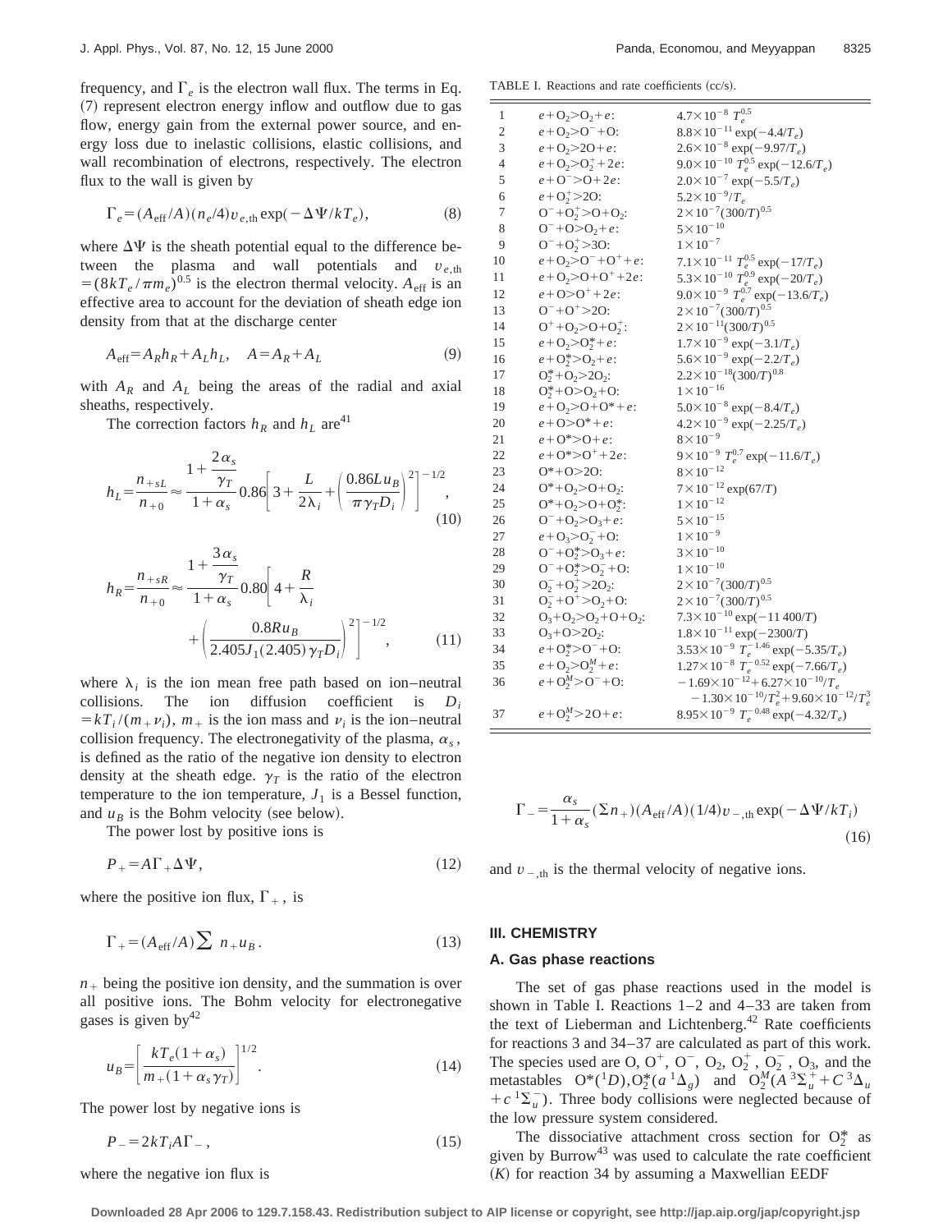frequency, and $\Gamma_e$ is the electron wall flux. The terms in Eq. (7) represent electron energy inflow and outflow due to gas flow, energy gain from the external power source, and energy loss due to inelastic collisions, elastic collisions, and wall recombination of electrons, respectively. The electron flux to the wall is given by

$$\Gamma_e = (A_{\mathrm{eff}}/A)(n_e/4)v_{e,\mathrm{th}} \exp(-\Delta\Psi/kT_e), \tag{8}$$

where $\Delta\Psi$ is the sheath potential equal to the difference between the plasma and wall potentials and $v_{e,\mathrm{th}} = (8kT_e/\pi m_e)^{0.5}$ is the electron thermal velocity. $A_{\mathrm{eff}}$ is an effective area to account for the deviation of sheath edge ion density from that at the discharge center

$$A_{\mathrm{eff}} = A_R h_R + A_L h_L, \quad A = A_R + A_L \tag{9}$$

with $A_R$ and $A_L$ being the areas of the radial and axial sheaths, respectively.

The correction factors $h_R$ and $h_L$ are[41]

$$h_L = \frac{n_{+sL}}{n_{+0}} \approx \frac{1 + \dfrac{2\alpha_s}{\gamma_T}}{1+\alpha_s} 0.86 \left[ 3 + \frac{L}{2\lambda_i} + \left( \frac{0.86 L u_B}{\pi \gamma_T D_i} \right)^2 \right]^{-1/2}, \tag{10}$$

$$h_R = \frac{n_{+sR}}{n_{+0}} \approx \frac{1 + \dfrac{3\alpha_s}{\gamma_T}}{1+\alpha_s} 0.80 \left[ 4 + \frac{R}{\lambda_i} + \left( \frac{0.8 R u_B}{2.405 J_1(2.405) \gamma_T D_i} \right)^2 \right]^{-1/2}, \tag{11}$$

where $\lambda_i$ is the ion mean free path based on ion–neutral collisions. The ion diffusion coefficient is $D_i = kT_i/(m_+ \nu_i)$, $m_+$ is the ion mass and $\nu_i$ is the ion–neutral collision frequency. The electronegativity of the plasma, $\alpha_s$, is defined as the ratio of the negative ion density to electron density at the sheath edge. $\gamma_T$ is the ratio of the electron temperature to the ion temperature, $J_1$ is a Bessel function, and $u_B$ is the Bohm velocity (see below).

The power lost by positive ions is

$$P_+ = A\Gamma_+ \Delta\Psi, \tag{12}$$

where the positive ion flux, $\Gamma_+$, is

$$\Gamma_+ = (A_{\mathrm{eff}}/A) \sum n_+ u_B. \tag{13}$$

$n_+$ being the positive ion density, and the summation is over all positive ions. The Bohm velocity for electronegative gases is given by[42]

$$u_B = \left[ \frac{kT_e(1+\alpha_s)}{m_+(1+\alpha_s\gamma_T)} \right]^{1/2}. \tag{14}$$

The power lost by negative ions is

$$P_- = 2kT_i A \Gamma_-, \tag{15}$$

where the negative ion flux is

$$\Gamma_- = \frac{\alpha_s}{1+\alpha_s} (\Sigma n_+)(A_{\mathrm{eff}}/A)(1/4) v_{-,\mathrm{th}} \exp(-\Delta\Psi/kT_i) \tag{16}$$

and $v_{-,\mathrm{th}}$ is the thermal velocity of negative ions.

TABLE I. Reactions and rate coefficients (cc/s).

| | Reaction | Rate coefficient |
|---|---|---|
| 1 | $e+O_2 > O_2+e$: | $4.7\times10^{-8}\ T_e^{0.5}$ |
| 2 | $e+O_2 > O^-+O$: | $8.8\times10^{-11}\exp(-4.4/T_e)$ |
| 3 | $e+O_2 > 2O+e$: | $2.6\times10^{-8}\exp(-9.97/T_e)$ |
| 4 | $e+O_2 > O_2^++2e$: | $9.0\times10^{-10}\ T_e^{0.5}\exp(-12.6/T_e)$ |
| 5 | $e+O^- > O+2e$: | $2.0\times10^{-7}\exp(-5.5/T_e)$ |
| 6 | $e+O_2^+ > 2O$: | $5.2\times10^{-9}/T_e$ |
| 7 | $O^-+O_2^+ > O+O_2$: | $2\times10^{-7}(300/T)^{0.5}$ |
| 8 | $O^-+O > O_2+e$: | $5\times10^{-10}$ |
| 9 | $O^-+O_2^+ > 3O$: | $1\times10^{-7}$ |
| 10 | $e+O_2 > O^-+O^++e$: | $7.1\times10^{-11}\ T_e^{0.5}\exp(-17/T_e)$ |
| 11 | $e+O_2 > O+O^++2e$: | $5.3\times10^{-10}\ T_e^{0.9}\exp(-20/T_e)$ |
| 12 | $e+O > O^++2e$: | $9.0\times10^{-9}\ T_e^{0.7}\exp(-13.6/T_e)$ |
| 13 | $O^-+O^+ > 2O$: | $2\times10^{-7}(300/T)^{0.5}$ |
| 14 | $O^++O_2 > O+O_2^+$: | $2\times10^{-11}(300/T)^{0.5}$ |
| 15 | $e+O_2 > O_2^*+e$: | $1.7\times10^{-9}\exp(-3.1/T_e)$ |
| 16 | $e+O_2^* > O_2+e$: | $5.6\times10^{-9}\exp(-2.2/T_e)$ |
| 17 | $O_2^*+O_2 > 2O_2$: | $2.2\times10^{-18}(300/T)^{0.8}$ |
| 18 | $O_2^*+O > O_2+O$: | $1\times10^{-16}$ |
| 19 | $e+O_2 > O+O^*+e$: | $5.0\times10^{-8}\exp(-8.4/T_e)$ |
| 20 | $e+O > O^*+e$: | $4.2\times10^{-9}\exp(-2.25/T_e)$ |
| 21 | $e+O^* > O+e$: | $8\times10^{-9}$ |
| 22 | $e+O^* > O^++2e$: | $9\times10^{-9}\ T_e^{0.7}\exp(-11.6/T_e)$ |
| 23 | $O^*+O > 2O$: | $8\times10^{-12}$ |
| 24 | $O^*+O_2 > O+O_2$: | $7\times10^{-12}\exp(67/T)$ |
| 25 | $O^*+O_2 > O+O_2^*$: | $1\times10^{-12}$ |
| 26 | $O^-+O_2 > O_3+e$: | $5\times10^{-15}$ |
| 27 | $e+O_3 > O_2^-+O$: | $1\times10^{-9}$ |
| 28 | $O^-+O_2^* > O_3+e$: | $3\times10^{-10}$ |
| 29 | $O^-+O_2^* > O_2^-+O$: | $1\times10^{-10}$ |
| 30 | $O_2^-+O_2^+ > 2O_2$: | $2\times10^{-7}(300/T)^{0.5}$ |
| 31 | $O_2^-+O^+ > O_2+O$: | $2\times10^{-7}(300/T)^{0.5}$ |
| 32 | $O_3+O_2 > O_2+O+O_2$: | $7.3\times10^{-10}\exp(-11\,400/T)$ |
| 33 | $O_3+O > 2O_2$: | $1.8\times10^{-11}\exp(-2300/T)$ |
| 34 | $e+O_2^* > O^-+O$: | $3.53\times10^{-9}\ T_e^{-1.46}\exp(-5.35/T_e)$ |
| 35 | $e+O_2 > O_2^M+e$: | $1.27\times10^{-8}\ T_e^{-0.52}\exp(-7.66/T_e)$ |
| 36 | $e+O_2^M > O^-+O$: | $-1.69\times10^{-12}+6.27\times10^{-10}/T_e - 1.30\times10^{-10}/T_e^2+9.60\times10^{-12}/T_e^3$ |
| 37 | $e+O_2^M > 2O+e$: | $8.95\times10^{-9}\ T_e^{-0.48}\exp(-4.32/T_e)$ |

## III. CHEMISTRY

### A. Gas phase reactions

The set of gas phase reactions used in the model is shown in Table I. Reactions 1–2 and 4–33 are taken from the text of Lieberman and Lichtenberg.[42] Rate coefficients for reactions 3 and 34–37 are calculated as part of this work. The species used are O, $O^+$, $O^-$, $O_2$, $O_2^+$, $O_2^-$, $O_3$, and the metastables $O^*(^1D)$, $O_2^*(a\,^1\Delta_g)$ and $O_2^M(A\,^3\Sigma_u^+ + C\,^3\Delta_u + c\,^1\Sigma_u^-)$. Three body collisions were neglected because of the low pressure system considered.

The dissociative attachment cross section for $O_2^*$ as given by Burrow[43] was used to calculate the rate coefficient ($K$) for reaction 34 by assuming a Maxwellian EEDF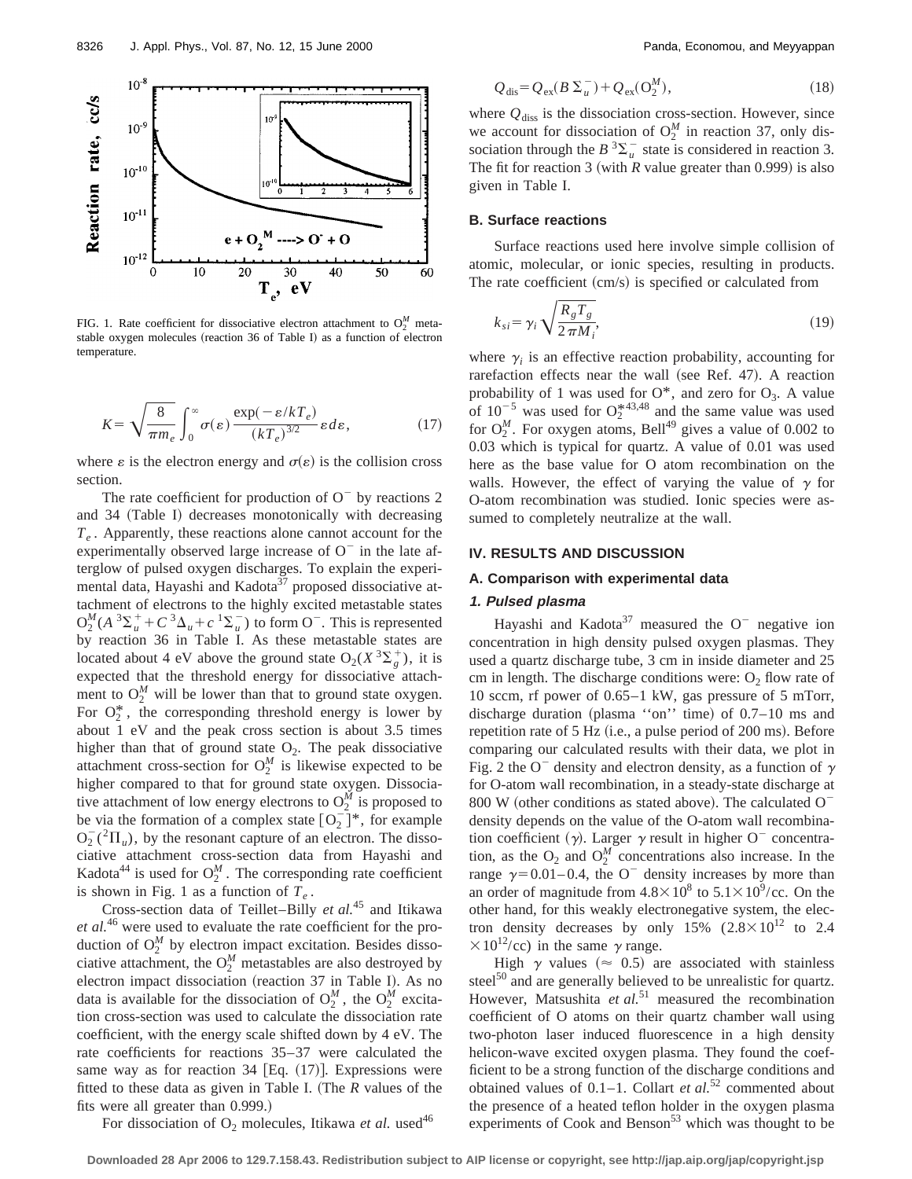FIG. 1. Rate coefficient for dissociative electron attachment to $O_2^M$ metastable oxygen molecules (reaction 36 of Table I) as a function of electron temperature.

$$K = \sqrt{\frac{8}{\pi m_e}} \int_0^\infty \sigma(\varepsilon) \frac{\exp(-\varepsilon/kT_e)}{(kT_e)^{3/2}} \varepsilon d\varepsilon, \tag{17}$$

where $\varepsilon$ is the electron energy and $\sigma(\varepsilon)$ is the collision cross section.

The rate coefficient for production of $O^-$ by reactions 2 and 34 (Table I) decreases monotonically with decreasing $T_e$. Apparently, these reactions alone cannot account for the experimentally observed large increase of $O^-$ in the late afterglow of pulsed oxygen discharges. To explain the experimental data, Hayashi and Kadota[37] proposed dissociative attachment of electrons to the highly excited metastable states $O_2^M(A\,^3\Sigma_u^+ + C\,^3\Delta_u + c\,^1\Sigma_u^-)$ to form $O^-$. This is represented by reaction 36 in Table I. As these metastable states are located about 4 eV above the ground state $O_2(X\,^3\Sigma_g^+)$, it is expected that the threshold energy for dissociative attachment to $O_2^M$ will be lower than that to ground state oxygen. For $O_2^*$, the corresponding threshold energy is lower by about 1 eV and the peak cross section is about 3.5 times higher than that of ground state $O_2$. The peak dissociative attachment cross-section for $O_2^M$ is likewise expected to be higher compared to that for ground state oxygen. Dissociative attachment of low energy electrons to $O_2^M$ is proposed to be via the formation of a complex state $[O_2^-]^*$, for example $O_2^-(^2\Pi_u)$, by the resonant capture of an electron. The dissociative attachment cross-section data from Hayashi and Kadota[44] is used for $O_2^M$. The corresponding rate coefficient is shown in Fig. 1 as a function of $T_e$.

Cross-section data of Teillet–Billy *et al.*[45] and Itikawa *et al.*[46] were used to evaluate the rate coefficient for the production of $O_2^M$ by electron impact excitation. Besides dissociative attachment, the $O_2^M$ metastables are also destroyed by electron impact dissociation (reaction 37 in Table I). As no data is available for the dissociation of $O_2^M$, the $O_2^M$ excitation cross-section was used to calculate the dissociation rate coefficient, with the energy scale shifted down by 4 eV. The rate coefficients for reactions 35–37 were calculated the same way as for reaction 34 [Eq. (17)]. Expressions were fitted to these data as given in Table I. (The $R$ values of the fits were all greater than 0.999.)

For dissociation of $O_2$ molecules, Itikawa *et al.* used[46]

$$Q_{dis} = Q_{ex}(B\,\Sigma_u^-) + Q_{ex}(O_2^M), \tag{18}$$

where $Q_{diss}$ is the dissociation cross-section. However, since we account for dissociation of $O_2^M$ in reaction 37, only dissociation through the $B\,^3\Sigma_u^-$ state is considered in reaction 3. The fit for reaction 3 (with $R$ value greater than 0.999) is also given in Table I.

### B. Surface reactions

Surface reactions used here involve simple collision of atomic, molecular, or ionic species, resulting in products. The rate coefficient (cm/s) is specified or calculated from

$$k_{si} = \gamma_i \sqrt{\frac{R_g T_g}{2\pi M_i}}, \tag{19}$$

where $\gamma_i$ is an effective reaction probability, accounting for rarefaction effects near the wall (see Ref. 47). A reaction probability of 1 was used for $O^*$, and zero for $O_3$. A value of $10^{-5}$ was used for $O_2^*$[43,48] and the same value was used for $O_2^M$. For oxygen atoms, Bell[49] gives a value of 0.002 to 0.03 which is typical for quartz. A value of 0.01 was used here as the base value for O atom recombination on the walls. However, the effect of varying the value of $\gamma$ for O-atom recombination was studied. Ionic species were assumed to completely neutralize at the wall.

## IV. RESULTS AND DISCUSSION

### A. Comparison with experimental data

#### 1. Pulsed plasma

Hayashi and Kadota[37] measured the $O^-$ negative ion concentration in high density pulsed oxygen plasmas. They used a quartz discharge tube, 3 cm in inside diameter and 25 cm in length. The discharge conditions were: $O_2$ flow rate of 10 sccm, rf power of 0.65–1 kW, gas pressure of 5 mTorr, discharge duration (plasma ''on'' time) of 0.7–10 ms and repetition rate of 5 Hz (i.e., a pulse period of 200 ms). Before comparing our calculated results with their data, we plot in Fig. 2 the $O^-$ density and electron density, as a function of $\gamma$ for O-atom wall recombination, in a steady-state discharge at 800 W (other conditions as stated above). The calculated $O^-$ density depends on the value of the O-atom wall recombination coefficient ($\gamma$). Larger $\gamma$ result in higher $O^-$ concentration, as the $O_2$ and $O_2^M$ concentrations also increase. In the range $\gamma = 0.01$–$0.4$, the $O^-$ density increases by more than an order of magnitude from $4.8\times10^8$ to $5.1\times10^9$/cc. On the other hand, for this weakly electronegative system, the electron density decreases by only 15% ($2.8\times10^{12}$ to $2.4\times10^{12}$/cc) in the same $\gamma$ range.

High $\gamma$ values ($\approx 0.5$) are associated with stainless steel[50] and are generally believed to be unrealistic for quartz. However, Matsushita *et al.*[51] measured the recombination coefficient of O atoms on their quartz chamber wall using two-photon laser induced fluorescence in a high density helicon-wave excited oxygen plasma. They found the coefficient to be a strong function of the discharge conditions and obtained values of 0.1–1. Collart *et al.*[52] commented about the presence of a heated teflon holder in the oxygen plasma experiments of Cook and Benson[53] which was thought to be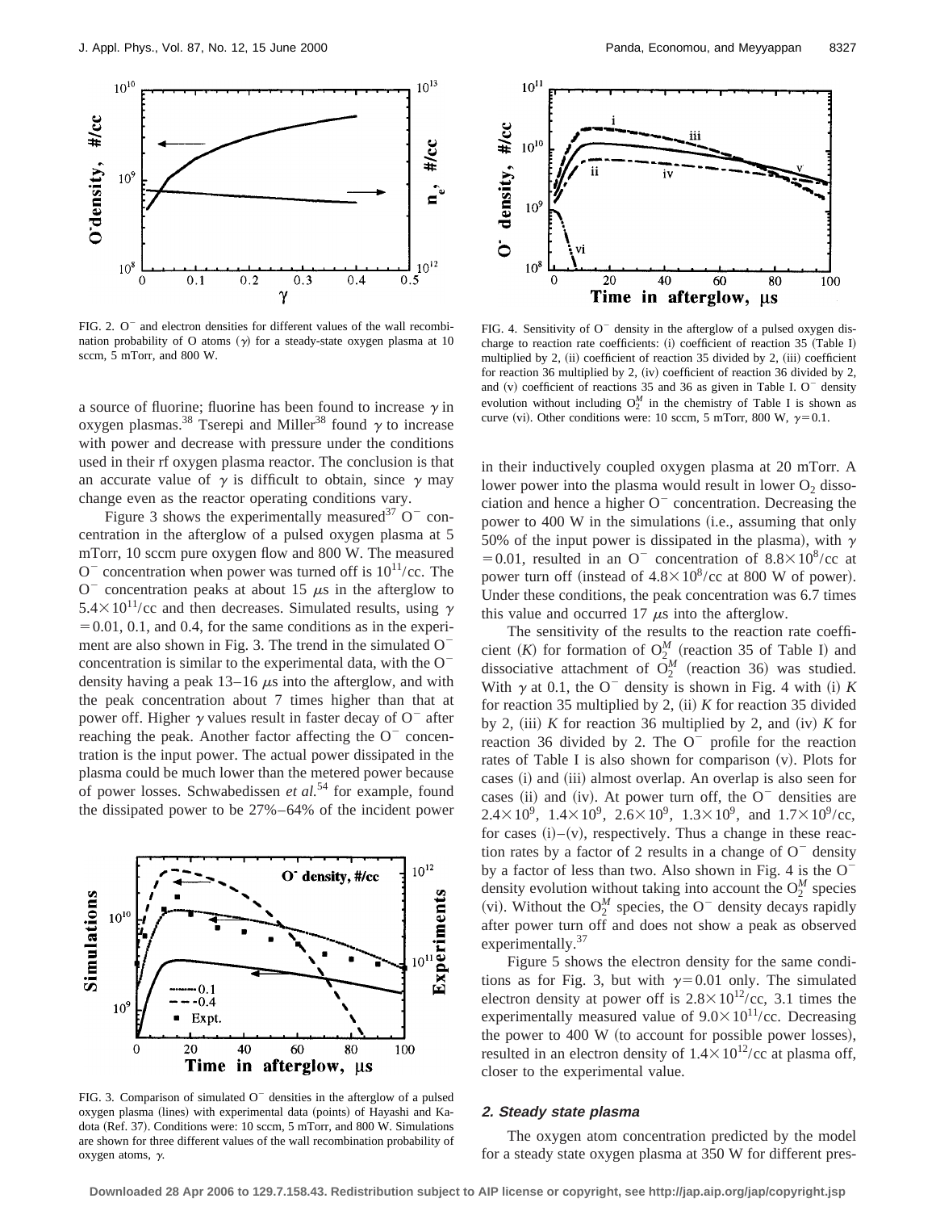FIG. 2. $O^-$ and electron densities for different values of the wall recombination probability of O atoms ($\gamma$) for a steady-state oxygen plasma at 10 sccm, 5 mTorr, and 800 W.

a source of fluorine; fluorine has been found to increase $\gamma$ in oxygen plasmas.[38] Tserepi and Miller[38] found $\gamma$ to increase with power and decrease with pressure under the conditions used in their rf oxygen plasma reactor. The conclusion is that an accurate value of $\gamma$ is difficult to obtain, since $\gamma$ may change even as the reactor operating conditions vary.

Figure 3 shows the experimentally measured[37] $O^-$ concentration in the afterglow of a pulsed oxygen plasma at 5 mTorr, 10 sccm pure oxygen flow and 800 W. The measured $O^-$ concentration when power was turned off is $10^{11}$/cc. The $O^-$ concentration peaks at about 15 $\mu$s in the afterglow to $5.4\times10^{11}$/cc and then decreases. Simulated results, using $\gamma=0.01$, 0.1, and 0.4, for the same conditions as in the experiment are also shown in Fig. 3. The trend in the simulated $O^-$ concentration is similar to the experimental data, with the $O^-$ density having a peak 13–16 $\mu$s into the afterglow, and with the peak concentration about 7 times higher than that at power off. Higher $\gamma$ values result in faster decay of $O^-$ after reaching the peak. Another factor affecting the $O^-$ concentration is the input power. The actual power dissipated in the plasma could be much lower than the metered power because of power losses. Schwabedissen *et al.*[54] for example, found the dissipated power to be 27%–64% of the incident power in their inductively coupled oxygen plasma at 20 mTorr. A lower power into the plasma would result in lower $O_2$ dissociation and hence a higher $O^-$ concentration. Decreasing the power to 400 W in the simulations (i.e., assuming that only 50% of the input power is dissipated in the plasma), with $\gamma=0.01$, resulted in an $O^-$ concentration of $8.8\times10^8$/cc at power turn off (instead of $4.8\times10^8$/cc at 800 W of power). Under these conditions, the peak concentration was 6.7 times this value and occurred 17 $\mu$s into the afterglow.

FIG. 3. Comparison of simulated $O^-$ densities in the afterglow of a pulsed oxygen plasma (lines) with experimental data (points) of Hayashi and Kadota (Ref. 37). Conditions were: 10 sccm, 5 mTorr, and 800 W. Simulations are shown for three different values of the wall recombination probability of oxygen atoms, $\gamma$.

FIG. 4. Sensitivity of $O^-$ density in the afterglow of a pulsed oxygen discharge to reaction rate coefficients: (i) coefficient of reaction 35 (Table I) multiplied by 2, (ii) coefficient of reaction 35 divided by 2, (iii) coefficient for reaction 36 multiplied by 2, (iv) coefficient of reaction 36 divided by 2, and (v) coefficient of reactions 35 and 36 as given in Table I. $O^-$ density evolution without including $O_2^M$ in the chemistry of Table I is shown as curve (vi). Other conditions were: 10 sccm, 5 mTorr, 800 W, $\gamma=0.1$.

The sensitivity of the results to the reaction rate coefficient ($K$) for formation of $O_2^M$ (reaction 35 of Table I) and dissociative attachment of $O_2^M$ (reaction 36) was studied. With $\gamma$ at 0.1, the $O^-$ density is shown in Fig. 4 with (i) $K$ for reaction 35 multiplied by 2, (ii) $K$ for reaction 35 divided by 2, (iii) $K$ for reaction 36 multiplied by 2, and (iv) $K$ for reaction 36 divided by 2. The $O^-$ profile for the reaction rates of Table I is also shown for comparison (v). Plots for cases (i) and (iii) almost overlap. An overlap is also seen for cases (ii) and (iv). At power turn off, the $O^-$ densities are $2.4\times10^9$, $1.4\times10^9$, $2.6\times10^9$, $1.3\times10^9$, and $1.7\times10^9$/cc, for cases (i)–(v), respectively. Thus a change in these reaction rates by a factor of 2 results in a change of $O^-$ density by a factor of less than two. Also shown in Fig. 4 is the $O^-$ density evolution without taking into account the $O_2^M$ species (vi). Without the $O_2^M$ species, the $O^-$ density decays rapidly after power turn off and does not show a peak as observed experimentally.[37]

Figure 5 shows the electron density for the same conditions as for Fig. 3, but with $\gamma=0.01$ only. The simulated electron density at power off is $2.8\times10^{12}$/cc, 3.1 times the experimentally measured value of $9.0\times10^{11}$/cc. Decreasing the power to 400 W (to account for possible power losses), resulted in an electron density of $1.4\times10^{12}$/cc at plasma off, closer to the experimental value.

### 2. Steady state plasma

The oxygen atom concentration predicted by the model for a steady state oxygen plasma at 350 W for different pres-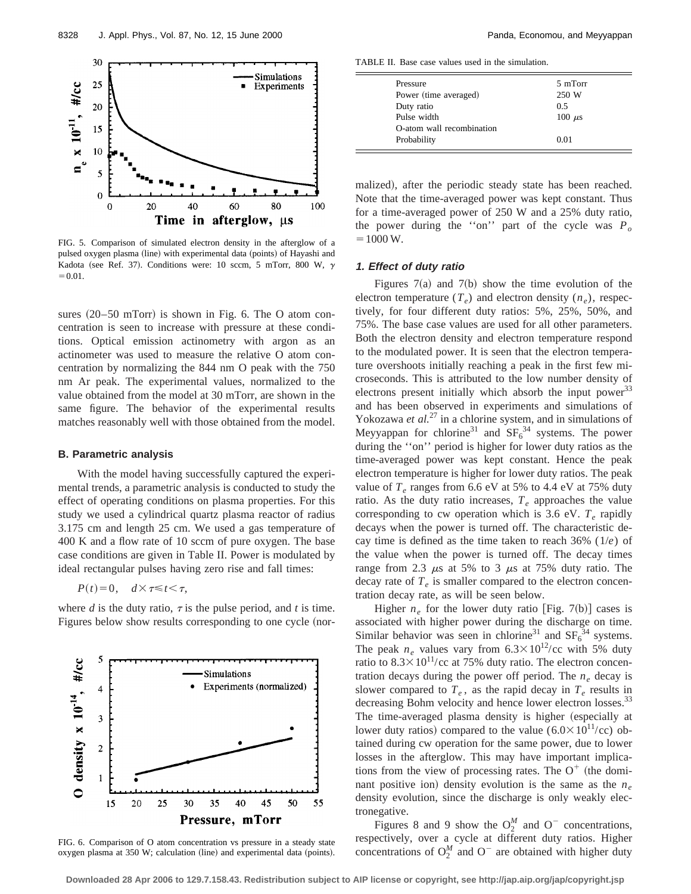FIG. 5. Comparison of simulated electron density in the afterglow of a pulsed oxygen plasma (line) with experimental data (points) of Hayashi and Kadota (see Ref. 37). Conditions were: 10 sccm, 5 mTorr, 800 W, $\gamma = 0.01$.

sures (20–50 mTorr) is shown in Fig. 6. The O atom concentration is seen to increase with pressure at these conditions. Optical emission actinometry with argon as an actinometer was used to measure the relative O atom concentration by normalizing the 844 nm O peak with the 750 nm Ar peak. The experimental values, normalized to the value obtained from the model at 30 mTorr, are shown in the same figure. The behavior of the experimental results matches reasonably well with those obtained from the model.

### B. Parametric analysis

With the model having successfully captured the experimental trends, a parametric analysis is conducted to study the effect of operating conditions on plasma properties. For this study we used a cylindrical quartz plasma reactor of radius 3.175 cm and length 25 cm. We used a gas temperature of 400 K and a flow rate of 10 sccm of pure oxygen. The base case conditions are given in Table II. Power is modulated by ideal rectangular pulses having zero rise and fall times:

$$P(t)=0, \quad d\times\tau\leq t<\tau,$$

where $d$ is the duty ratio, $\tau$ is the pulse period, and $t$ is time. Figures below show results corresponding to one cycle (normalized), after the periodic steady state has been reached. Note that the time-averaged power was kept constant. Thus for a time-averaged power of 250 W and a 25% duty ratio, the power during the ''on'' part of the cycle was $P_o = 1000$ W.

FIG. 6. Comparison of O atom concentration vs pressure in a steady state oxygen plasma at 350 W; calculation (line) and experimental data (points).

TABLE II. Base case values used in the simulation.

| | |
|---|---|
| Pressure | 5 mTorr |
| Power (time averaged) | 250 W |
| Duty ratio | 0.5 |
| Pulse width | 100 $\mu$s |
| O-atom wall recombination Probability | 0.01 |

#### 1. Effect of duty ratio

Figures 7(a) and 7(b) show the time evolution of the electron temperature ($T_e$) and electron density ($n_e$), respectively, for four different duty ratios: 5%, 25%, 50%, and 75%. The base case values are used for all other parameters. Both the electron density and electron temperature respond to the modulated power. It is seen that the electron temperature overshoots initially reaching a peak in the first few microseconds. This is attributed to the low number density of electrons present initially which absorb the input power[33] and has been observed in experiments and simulations of Yokozawa *et al.*[27] in a chlorine system, and in simulations of Meyyappan for chlorine[31] and $SF_6$[34] systems. The power during the ''on'' period is higher for lower duty ratios as the time-averaged power was kept constant. Hence the peak electron temperature is higher for lower duty ratios. The peak value of $T_e$ ranges from 6.6 eV at 5% to 4.4 eV at 75% duty ratio. As the duty ratio increases, $T_e$ approaches the value corresponding to cw operation which is 3.6 eV. $T_e$ rapidly decays when the power is turned off. The characteristic decay time is defined as the time taken to reach 36% ($1/e$) of the value when the power is turned off. The decay times range from 2.3 $\mu$s at 5% to 3 $\mu$s at 75% duty ratio. The decay rate of $T_e$ is smaller compared to the electron concentration decay rate, as will be seen below.

Higher $n_e$ for the lower duty ratio [Fig. 7(b)] cases is associated with higher power during the discharge on time. Similar behavior was seen in chlorine[31] and $SF_6$[34] systems. The peak $n_e$ values vary from $6.3\times10^{12}$/cc with 5% duty ratio to $8.3\times10^{11}$/cc at 75% duty ratio. The electron concentration decays during the power off period. The $n_e$ decay is slower compared to $T_e$, as the rapid decay in $T_e$ results in decreasing Bohm velocity and hence lower electron losses.[33] The time-averaged plasma density is higher (especially at lower duty ratios) compared to the value ($6.0\times10^{11}$/cc) obtained during cw operation for the same power, due to lower losses in the afterglow. This may have important implications from the view of processing rates. The $O^+$ (the dominant positive ion) density evolution is the same as the $n_e$ density evolution, since the discharge is only weakly electronegative.

Figures 8 and 9 show the $O_2^M$ and $O^-$ concentrations, respectively, over a cycle at different duty ratios. Higher concentrations of $O_2^M$ and $O^-$ are obtained with higher duty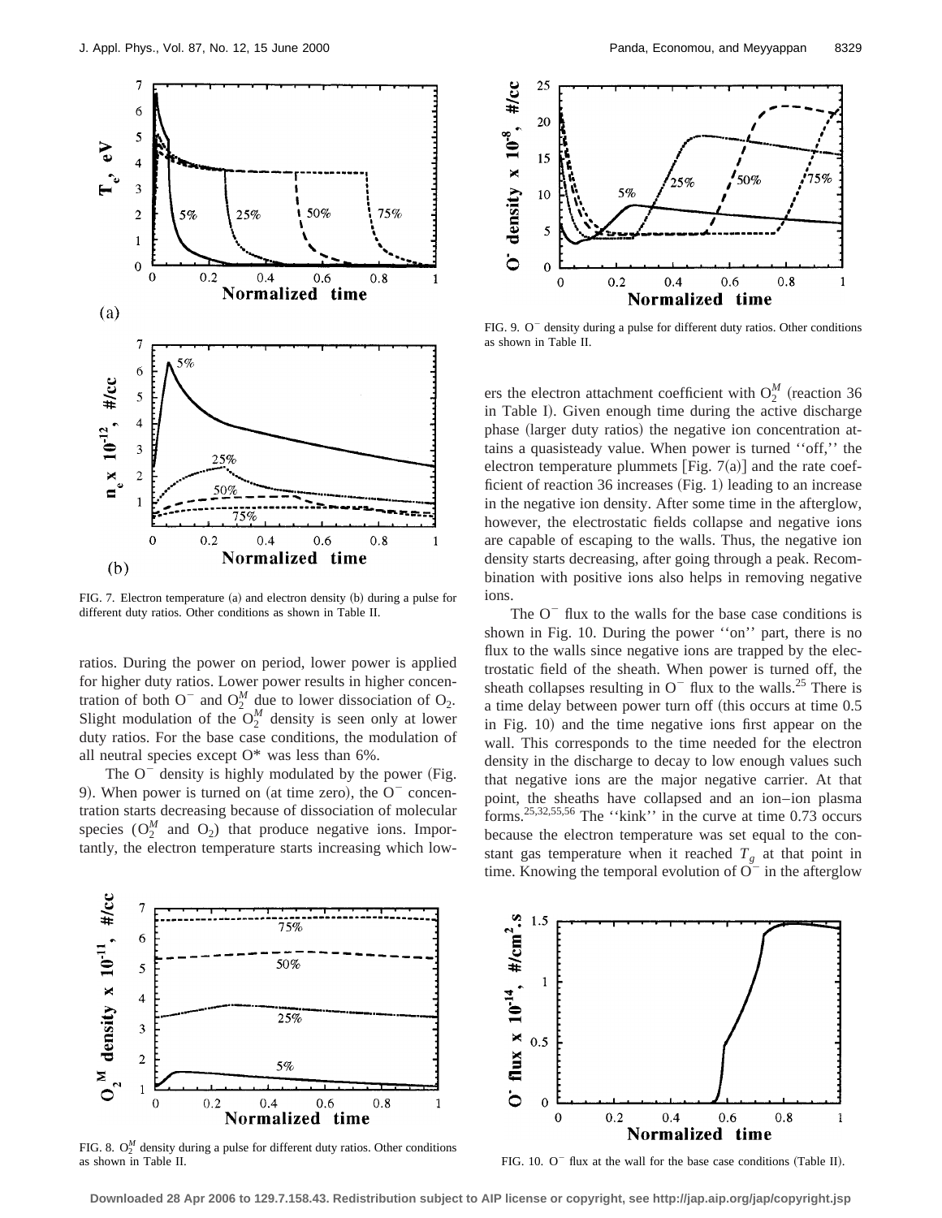FIG. 7. Electron temperature (a) and electron density (b) during a pulse for different duty ratios. Other conditions as shown in Table II.

ratios. During the power on period, lower power is applied for higher duty ratios. Lower power results in higher concentration of both $O^-$ and $O_2^M$ due to lower dissociation of $O_2$. Slight modulation of the $O_2^M$ density is seen only at lower duty ratios. For the base case conditions, the modulation of all neutral species except O* was less than 6%.

The $O^-$ density is highly modulated by the power (Fig. 9). When power is turned on (at time zero), the $O^-$ concentration starts decreasing because of dissociation of molecular species ($O_2^M$ and $O_2$) that produce negative ions. Importantly, the electron temperature starts increasing which lowers the electron attachment coefficient with $O_2^M$ (reaction 36 in Table I). Given enough time during the active discharge phase (larger duty ratios) the negative ion concentration attains a quasisteady value. When power is turned ''off,'' the electron temperature plummets [Fig. 7(a)] and the rate coefficient of reaction 36 increases (Fig. 1) leading to an increase in the negative ion density. After some time in the afterglow, however, the electrostatic fields collapse and negative ions are capable of escaping to the walls. Thus, the negative ion density starts decreasing, after going through a peak. Recombination with positive ions also helps in removing negative ions.

The $O^-$ flux to the walls for the base case conditions is shown in Fig. 10. During the power ''on'' part, there is no flux to the walls since negative ions are trapped by the electrostatic field of the sheath. When power is turned off, the sheath collapses resulting in $O^-$ flux to the walls.[25] There is a time delay between power turn off (this occurs at time 0.5 in Fig. 10) and the time negative ions first appear on the wall. This corresponds to the time needed for the electron density in the discharge to decay to low enough values such that negative ions are the major negative carrier. At that point, the sheaths have collapsed and an ion–ion plasma forms.[25,32,55,56] The ''kink'' in the curve at time 0.73 occurs because the electron temperature was set equal to the constant gas temperature when it reached $T_g$ at that point in time. Knowing the temporal evolution of $O^-$ in the afterglow

FIG. 8. $O_2^M$ density during a pulse for different duty ratios. Other conditions as shown in Table II.

FIG. 9. $O^-$ density during a pulse for different duty ratios. Other conditions as shown in Table II.

FIG. 10. $O^-$ flux at the wall for the base case conditions (Table II).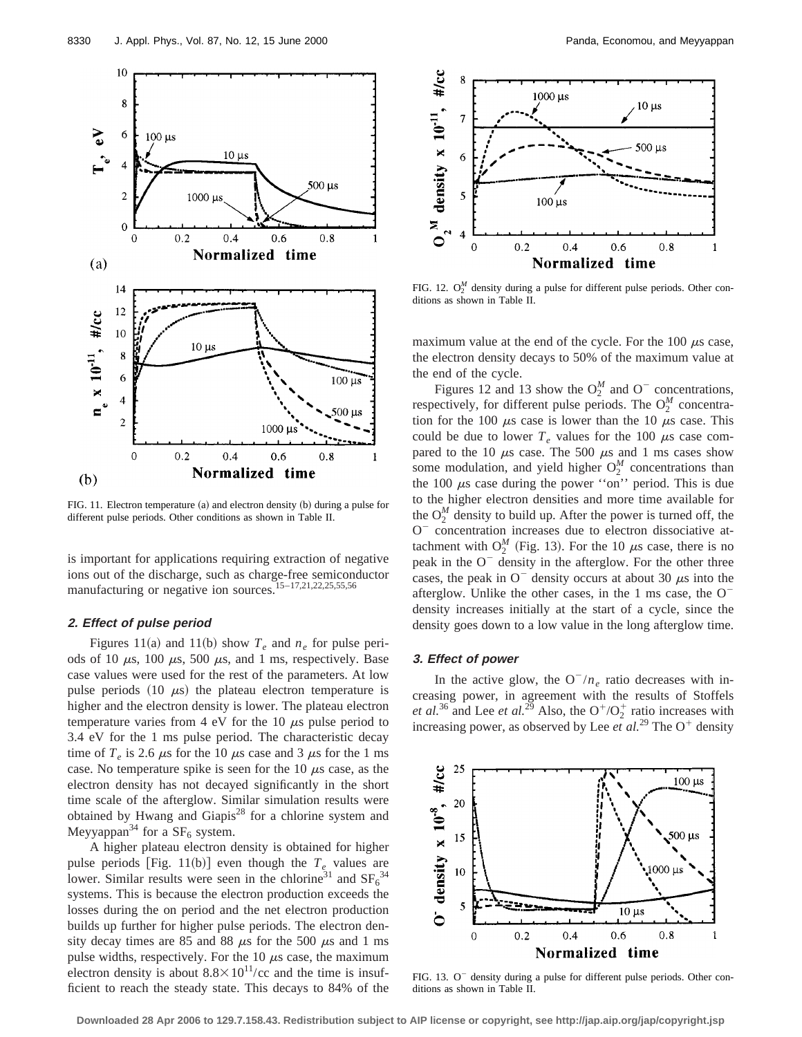FIG. 11. Electron temperature (a) and electron density (b) during a pulse for different pulse periods. Other conditions as shown in Table II.

is important for applications requiring extraction of negative ions out of the discharge, such as charge-free semiconductor manufacturing or negative ion sources.[15–17,21,22,25,55,56]

#### 2. Effect of pulse period

Figures 11(a) and 11(b) show $T_e$ and $n_e$ for pulse periods of 10 μs, 100 μs, 500 μs, and 1 ms, respectively. Base case values were used for the rest of the parameters. At low pulse periods (10 μs) the plateau electron temperature is higher and the electron density is lower. The plateau electron temperature varies from 4 eV for the 10 μs pulse period to 3.4 eV for the 1 ms pulse period. The characteristic decay time of $T_e$ is 2.6 μs for the 10 μs case and 3 μs for the 1 ms case. No temperature spike is seen for the 10 μs case, as the electron density has not decayed significantly in the short time scale of the afterglow. Similar simulation results were obtained by Hwang and Giapis[28] for a chlorine system and Meyyappan[34] for a $SF_6$ system.

A higher plateau electron density is obtained for higher pulse periods [Fig. 11(b)] even though the $T_e$ values are lower. Similar results were seen in the chlorine[31] and $SF_6$[34] systems. This is because the electron production exceeds the losses during the on period and the net electron production builds up further for higher pulse periods. The electron density decay times are 85 and 88 μs for the 500 μs and 1 ms pulse widths, respectively. For the 10 μs case, the maximum electron density is about $8.8\times10^{11}$/cc and the time is insufficient to reach the steady state. This decays to 84% of the maximum value at the end of the cycle. For the 100 μs case, the electron density decays to 50% of the maximum value at the end of the cycle.

FIG. 12. $O_2^M$ density during a pulse for different pulse periods. Other conditions as shown in Table II.

Figures 12 and 13 show the $O_2^M$ and $O^-$ concentrations, respectively, for different pulse periods. The $O_2^M$ concentration for the 100 μs case is lower than the 10 μs case. This could be due to lower $T_e$ values for the 100 μs case compared to the 10 μs case. The 500 μs and 1 ms cases show some modulation, and yield higher $O_2^M$ concentrations than the 100 μs case during the power "on" period. This is due to the higher electron densities and more time available for the $O_2^M$ density to build up. After the power is turned off, the $O^-$ concentration increases due to electron dissociative attachment with $O_2^M$ (Fig. 13). For the 10 μs case, there is no peak in the $O^-$ density in the afterglow. For the other three cases, the peak in $O^-$ density occurs at about 30 μs into the afterglow. Unlike the other cases, in the 1 ms case, the $O^-$ density increases initially at the start of a cycle, since the density goes down to a low value in the long afterglow time.

#### 3. Effect of power

In the active glow, the $O^-/n_e$ ratio decreases with increasing power, in agreement with the results of Stoffels *et al.*[36] and Lee *et al.*[29] Also, the $O^+/O_2^+$ ratio increases with increasing power, as observed by Lee *et al.*[29] The $O^+$ density

FIG. 13. $O^-$ density during a pulse for different pulse periods. Other conditions as shown in Table II.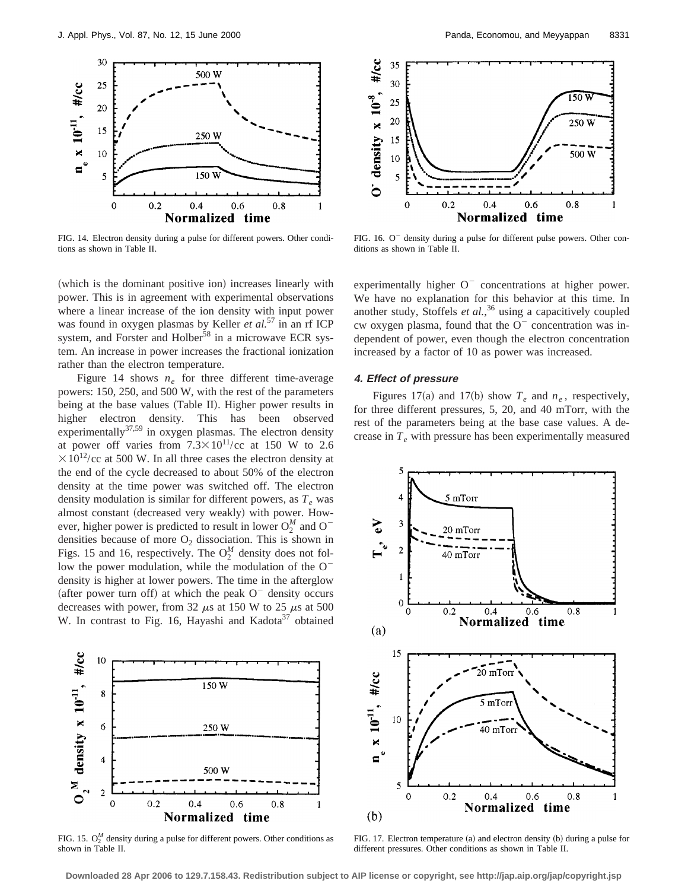(which is the dominant positive ion) increases linearly with power. This is in agreement with experimental observations where a linear increase of the ion density with input power was found in oxygen plasmas by Keller *et al.*[57] in an rf ICP system, and Forster and Holber[58] in a microwave ECR system. An increase in power increases the fractional ionization rather than the electron temperature.

Figure 14 shows $n_e$ for three different time-average powers: 150, 250, and 500 W, with the rest of the parameters being at the base values (Table II). Higher power results in higher electron density. This has been observed experimentally[37,59] in oxygen plasmas. The electron density at power off varies from $7.3\times 10^{11}$/cc at 150 W to $2.6\times 10^{12}$/cc at 500 W. In all three cases the electron density at the end of the cycle decreased to about 50% of the electron density at the time power was switched off. The electron density modulation is similar for different powers, as $T_e$ was almost constant (decreased very weakly) with power. However, higher power is predicted to result in lower $O_2^M$ and $O^-$ densities because of more $O_2$ dissociation. This is shown in Figs. 15 and 16, respectively. The $O_2^M$ density does not follow the power modulation, while the modulation of the $O^-$ density is higher at lower powers. The time in the afterglow (after power turn off) at which the peak $O^-$ density occurs decreases with power, from 32 $\mu$s at 150 W to 25 $\mu$s at 500 W. In contrast to Fig. 16, Hayashi and Kadota[37] obtained experimentally higher $O^-$ concentrations at higher power. We have no explanation for this behavior at this time. In another study, Stoffels *et al.*,[36] using a capacitively coupled cw oxygen plasma, found that the $O^-$ concentration was independent of power, even though the electron concentration increased by a factor of 10 as power was increased.

FIG. 14. Electron density during a pulse for different powers. Other conditions as shown in Table II.

FIG. 15. $O_2^M$ density during a pulse for different powers. Other conditions as shown in Table II.

FIG. 16. $O^-$ density during a pulse for different pulse powers. Other conditions as shown in Table II.

#### 4. Effect of pressure

Figures 17(a) and 17(b) show $T_e$ and $n_e$, respectively, for three different pressures, 5, 20, and 40 mTorr, with the rest of the parameters being at the base case values. A decrease in $T_e$ with pressure has been experimentally measured

FIG. 17. Electron temperature (a) and electron density (b) during a pulse for different pressures. Other conditions as shown in Table II.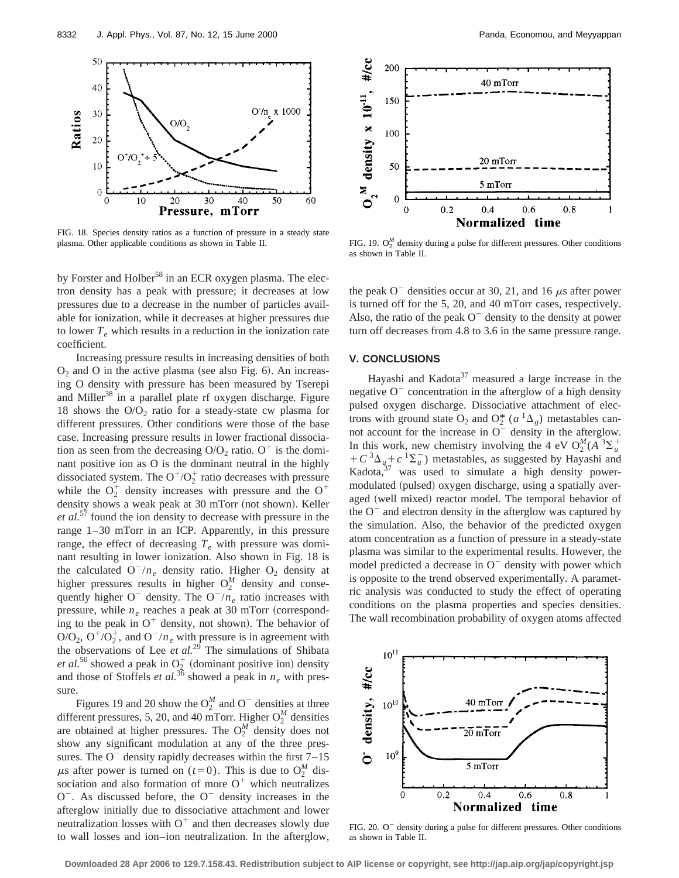by Forster and Holber[58] in an ECR oxygen plasma. The electron density has a peak with pressure; it decreases at low pressures due to a decrease in the number of particles available for ionization, while it decreases at higher pressures due to lower $T_e$ which results in a reduction in the ionization rate coefficient.

Increasing pressure results in increasing densities of both $O_2$ and O in the active plasma (see also Fig. 6). An increasing O density with pressure has been measured by Tserepi and Miller[38] in a parallel plate rf oxygen discharge. Figure 18 shows the $O/O_2$ ratio for a steady-state cw plasma for different pressures. Other conditions were those of the base case. Increasing pressure results in lower fractional dissociation as seen from the decreasing $O/O_2$ ratio. $O^+$ is the dominant positive ion as O is the dominant neutral in the highly dissociated system. The $O^+/O_2^+$ ratio decreases with pressure while the $O_2^+$ density increases with pressure and the $O^+$ density shows a weak peak at 30 mTorr (not shown). Keller *et al.*[57] found the ion density to decrease with pressure in the range 1–30 mTorr in an ICP. Apparently, in this pressure range, the effect of decreasing $T_e$ with pressure was dominant resulting in lower ionization. Also shown in Fig. 18 is the calculated $O^-/n_e$ density ratio. Higher $O_2$ density at higher pressures results in higher $O_2^M$ density and consequently higher $O^-$ density. The $O^-/n_e$ ratio increases with pressure, while $n_e$ reaches a peak at 30 mTorr (corresponding to the peak in $O^+$ density, not shown). The behavior of $O/O_2$, $O^+/O_2^+$, and $O^-/n_e$ with pressure is in agreement with the observations of Lee *et al.*[29] The simulations of Shibata *et al.*[50] showed a peak in $O_2^+$ (dominant positive ion) density and those of Stoffels *et al.*[36] showed a peak in $n_e$ with pressure.

Figures 19 and 20 show the $O_2^M$ and $O^-$ densities at three different pressures, 5, 20, and 40 mTorr. Higher $O_2^M$ densities are obtained at higher pressures. The $O_2^M$ density does not show any significant modulation at any of the three pressures. The $O^-$ density rapidly decreases within the first 7–15 $\mu$s after power is turned on $(t=0)$. This is due to $O_2^M$ dissociation and also formation of more $O^+$ which neutralizes $O^-$. As discussed before, the $O^-$ density increases in the afterglow initially due to dissociative attachment and lower neutralization losses with $O^+$ and then decreases slowly due to wall losses and ion–ion neutralization. In the afterglow, the peak $O^-$ densities occur at 30, 21, and 16 $\mu$s after power is turned off for the 5, 20, and 40 mTorr cases, respectively. Also, the ratio of the peak $O^-$ density to the density at power turn off decreases from 4.8 to 3.6 in the same pressure range.

FIG. 18. Species density ratios as a function of pressure in a steady state plasma. Other applicable conditions as shown in Table II.

FIG. 19. $O_2^M$ density during a pulse for different pressures. Other conditions as shown in Table II.

## V. CONCLUSIONS

Hayashi and Kadota[37] measured a large increase in the negative $O^-$ concentration in the afterglow of a high density pulsed oxygen discharge. Dissociative attachment of electrons with ground state $O_2$ and $O_2^*$ ($a\,^1\Delta_g$) metastables cannot account for the increase in $O^-$ density in the afterglow. In this work, new chemistry involving the 4 eV $O_2^M(A\,^3\Sigma_u^+ + C\,^3\Delta_u + c\,^1\Sigma_u^-)$ metastables, as suggested by Hayashi and Kadota,[37] was used to simulate a high density power-modulated (pulsed) oxygen discharge, using a spatially averaged (well mixed) reactor model. The temporal behavior of the $O^-$ and electron density in the afterglow was captured by the simulation. Also, the behavior of the predicted oxygen atom concentration as a function of pressure in a steady-state plasma was similar to the experimental results. However, the model predicted a decrease in $O^-$ density with power which is opposite to the trend observed experimentally. A parametric analysis was conducted to study the effect of operating conditions on the plasma properties and species densities. The wall recombination probability of oxygen atoms affected

FIG. 20. $O^-$ density during a pulse for different pressures. Other conditions as shown in Table II.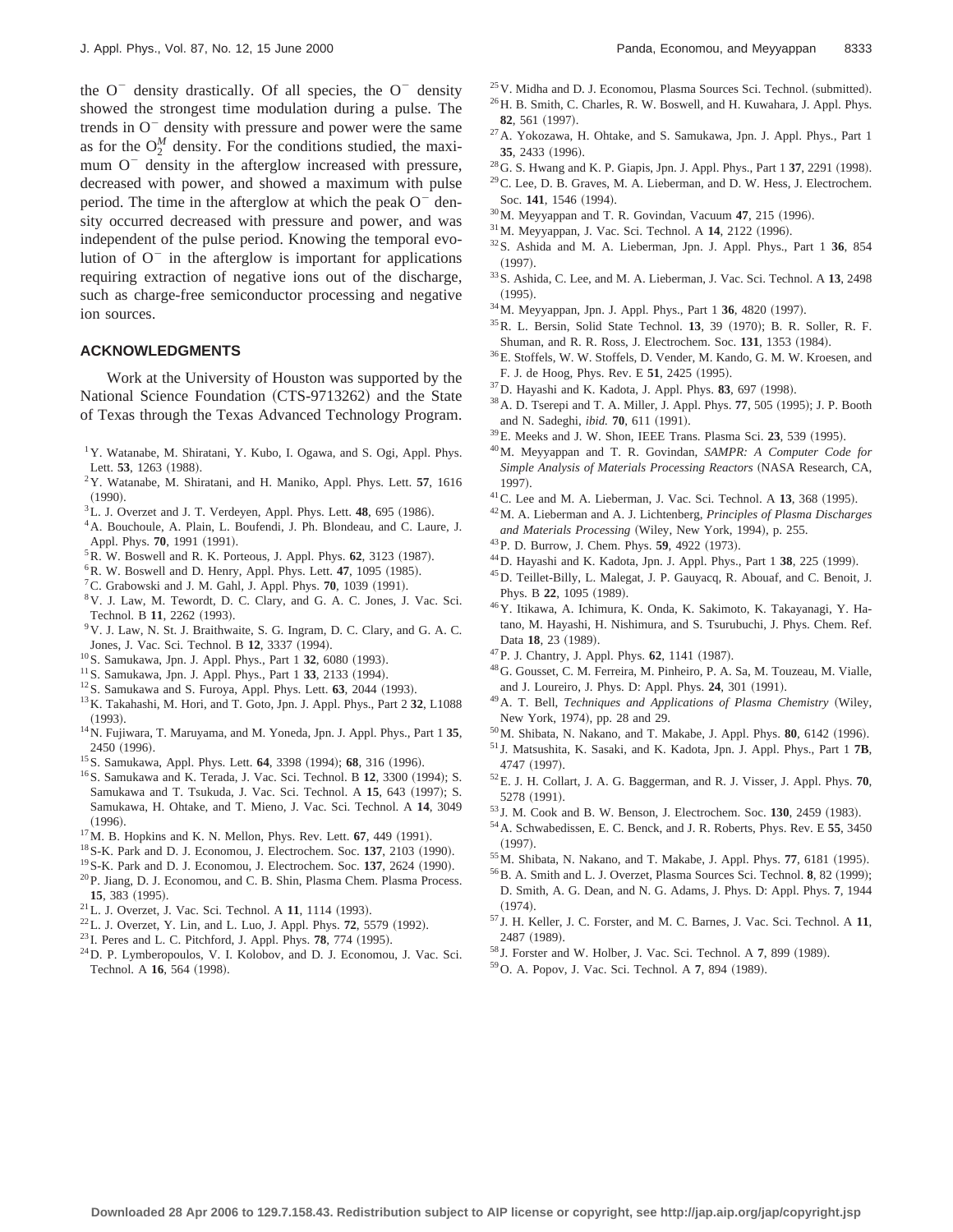the $O^-$ density drastically. Of all species, the $O^-$ density showed the strongest time modulation during a pulse. The trends in $O^-$ density with pressure and power were the same as for the $O_2^M$ density. For the conditions studied, the maximum $O^-$ density in the afterglow increased with pressure, decreased with power, and showed a maximum with pulse period. The time in the afterglow at which the peak $O^-$ density occurred decreased with pressure and power, and was independent of the pulse period. Knowing the temporal evolution of $O^-$ in the afterglow is important for applications requiring extraction of negative ions out of the discharge, such as charge-free semiconductor processing and negative ion sources.

## ACKNOWLEDGMENTS

Work at the University of Houston was supported by the National Science Foundation (CTS-9713262) and the State of Texas through the Texas Advanced Technology Program.

[1] Y. Watanabe, M. Shiratani, Y. Kubo, I. Ogawa, and S. Ogi, Appl. Phys. Lett. **53**, 1263 (1988).
[2] Y. Watanabe, M. Shiratani, and H. Maniko, Appl. Phys. Lett. **57**, 1616 (1990).
[3] L. J. Overzet and J. T. Verdeyen, Appl. Phys. Lett. **48**, 695 (1986).
[4] A. Bouchoule, A. Plain, L. Boufendi, J. Ph. Blondeau, and C. Laure, J. Appl. Phys. **70**, 1991 (1991).
[5] R. W. Boswell and R. K. Porteous, J. Appl. Phys. **62**, 3123 (1987).
[6] R. W. Boswell and D. Henry, Appl. Phys. Lett. **47**, 1095 (1985).
[7] C. Grabowski and J. M. Gahl, J. Appl. Phys. **70**, 1039 (1991).
[8] V. J. Law, M. Tewordt, D. C. Clary, and G. A. C. Jones, J. Vac. Sci. Technol. B **11**, 2262 (1993).
[9] V. J. Law, N. St. J. Braithwaite, S. G. Ingram, D. C. Clary, and G. A. C. Jones, J. Vac. Sci. Technol. B **12**, 3337 (1994).
[10] S. Samukawa, Jpn. J. Appl. Phys., Part 1 **32**, 6080 (1993).
[11] S. Samukawa, Jpn. J. Appl. Phys., Part 1 **33**, 2133 (1994).
[12] S. Samukawa and S. Furoya, Appl. Phys. Lett. **63**, 2044 (1993).
[13] K. Takahashi, M. Hori, and T. Goto, Jpn. J. Appl. Phys., Part 2 **32**, L1088 (1993).
[14] N. Fujiwara, T. Maruyama, and M. Yoneda, Jpn. J. Appl. Phys., Part 1 **35**, 2450 (1996).
[15] S. Samukawa, Appl. Phys. Lett. **64**, 3398 (1994); **68**, 316 (1996).
[16] S. Samukawa and K. Terada, J. Vac. Sci. Technol. B **12**, 3300 (1994); S. Samukawa and T. Tsukuda, J. Vac. Sci. Technol. A **15**, 643 (1997); S. Samukawa, H. Ohtake, and T. Mieno, J. Vac. Sci. Technol. A **14**, 3049 (1996).
[17] M. B. Hopkins and K. N. Mellon, Phys. Rev. Lett. **67**, 449 (1991).
[18] S-K. Park and D. J. Economou, J. Electrochem. Soc. **137**, 2103 (1990).
[19] S-K. Park and D. J. Economou, J. Electrochem. Soc. **137**, 2624 (1990).
[20] P. Jiang, D. J. Economou, and C. B. Shin, Plasma Chem. Plasma Process. **15**, 383 (1995).
[21] L. J. Overzet, J. Vac. Sci. Technol. A **11**, 1114 (1993).
[22] L. J. Overzet, Y. Lin, and L. Luo, J. Appl. Phys. **72**, 5579 (1992).
[23] I. Peres and L. C. Pitchford, J. Appl. Phys. **78**, 774 (1995).
[24] D. P. Lymberopoulos, V. I. Kolobov, and D. J. Economou, J. Vac. Sci. Technol. A **16**, 564 (1998).
[25] V. Midha and D. J. Economou, Plasma Sources Sci. Technol. (submitted).
[26] H. B. Smith, C. Charles, R. W. Boswell, and H. Kuwahara, J. Appl. Phys. **82**, 561 (1997).
[27] A. Yokozawa, H. Ohtake, and S. Samukawa, Jpn. J. Appl. Phys., Part 1 **35**, 2433 (1996).
[28] G. S. Hwang and K. P. Giapis, Jpn. J. Appl. Phys., Part 1 **37**, 2291 (1998).
[29] C. Lee, D. B. Graves, M. A. Lieberman, and D. W. Hess, J. Electrochem. Soc. **141**, 1546 (1994).
[30] M. Meyyappan and T. R. Govindan, Vacuum **47**, 215 (1996).
[31] M. Meyyappan, J. Vac. Sci. Technol. A **14**, 2122 (1996).
[32] S. Ashida and M. A. Lieberman, Jpn. J. Appl. Phys., Part 1 **36**, 854 (1997).
[33] S. Ashida, C. Lee, and M. A. Lieberman, J. Vac. Sci. Technol. A **13**, 2498 (1995).
[34] M. Meyyappan, Jpn. J. Appl. Phys., Part 1 **36**, 4820 (1997).
[35] R. L. Bersin, Solid State Technol. **13**, 39 (1970); B. R. Soller, R. F. Shuman, and R. R. Ross, J. Electrochem. Soc. **131**, 1353 (1984).
[36] E. Stoffels, W. W. Stoffels, D. Vender, M. Kando, G. M. W. Kroesen, and F. J. de Hoog, Phys. Rev. E **51**, 2425 (1995).
[37] D. Hayashi and K. Kadota, J. Appl. Phys. **83**, 697 (1998).
[38] A. D. Tserepi and T. A. Miller, J. Appl. Phys. **77**, 505 (1995); J. P. Booth and N. Sadeghi, *ibid.* **70**, 611 (1991).
[39] E. Meeks and J. W. Shon, IEEE Trans. Plasma Sci. **23**, 539 (1995).
[40] M. Meyyappan and T. R. Govindan, *SAMPR: A Computer Code for Simple Analysis of Materials Processing Reactors* (NASA Research, CA, 1997).
[41] C. Lee and M. A. Lieberman, J. Vac. Sci. Technol. A **13**, 368 (1995).
[42] M. A. Lieberman and A. J. Lichtenberg, *Principles of Plasma Discharges and Materials Processing* (Wiley, New York, 1994), p. 255.
[43] P. D. Burrow, J. Chem. Phys. **59**, 4922 (1973).
[44] D. Hayashi and K. Kadota, Jpn. J. Appl. Phys., Part 1 **38**, 225 (1999).
[45] D. Teillet-Billy, L. Malegat, J. P. Gauyacq, R. Abouaf, and C. Benoit, J. Phys. B **22**, 1095 (1989).
[46] Y. Itikawa, A. Ichimura, K. Onda, K. Sakimoto, K. Takayanagi, Y. Hatano, M. Hayashi, H. Nishimura, and S. Tsurubuchi, J. Phys. Chem. Ref. Data **18**, 23 (1989).
[47] P. J. Chantry, J. Appl. Phys. **62**, 1141 (1987).
[48] G. Gousset, C. M. Ferreira, M. Pinheiro, P. A. Sa, M. Touzeau, M. Vialle, and J. Loureiro, J. Phys. D: Appl. Phys. **24**, 301 (1991).
[49] A. T. Bell, *Techniques and Applications of Plasma Chemistry* (Wiley, New York, 1974), pp. 28 and 29.
[50] M. Shibata, N. Nakano, and T. Makabe, J. Appl. Phys. **80**, 6142 (1996).
[51] J. Matsushita, K. Sasaki, and K. Kadota, Jpn. J. Appl. Phys., Part 1 **7B**, 4747 (1997).
[52] E. J. H. Collart, J. A. G. Baggerman, and R. J. Visser, J. Appl. Phys. **70**, 5278 (1991).
[53] J. M. Cook and B. W. Benson, J. Electrochem. Soc. **130**, 2459 (1983).
[54] A. Schwabedissen, E. C. Benck, and J. R. Roberts, Phys. Rev. E **55**, 3450 (1997).
[55] M. Shibata, N. Nakano, and T. Makabe, J. Appl. Phys. **77**, 6181 (1995).
[56] B. A. Smith and L. J. Overzet, Plasma Sources Sci. Technol. **8**, 82 (1999); D. Smith, A. G. Dean, and N. G. Adams, J. Phys. D: Appl. Phys. **7**, 1944 (1974).
[57] J. H. Keller, J. C. Forster, and M. C. Barnes, J. Vac. Sci. Technol. A **11**, 2487 (1989).
[58] J. Forster and W. Holber, J. Vac. Sci. Technol. A **7**, 899 (1989).
[59] O. A. Popov, J. Vac. Sci. Technol. A **7**, 894 (1989).